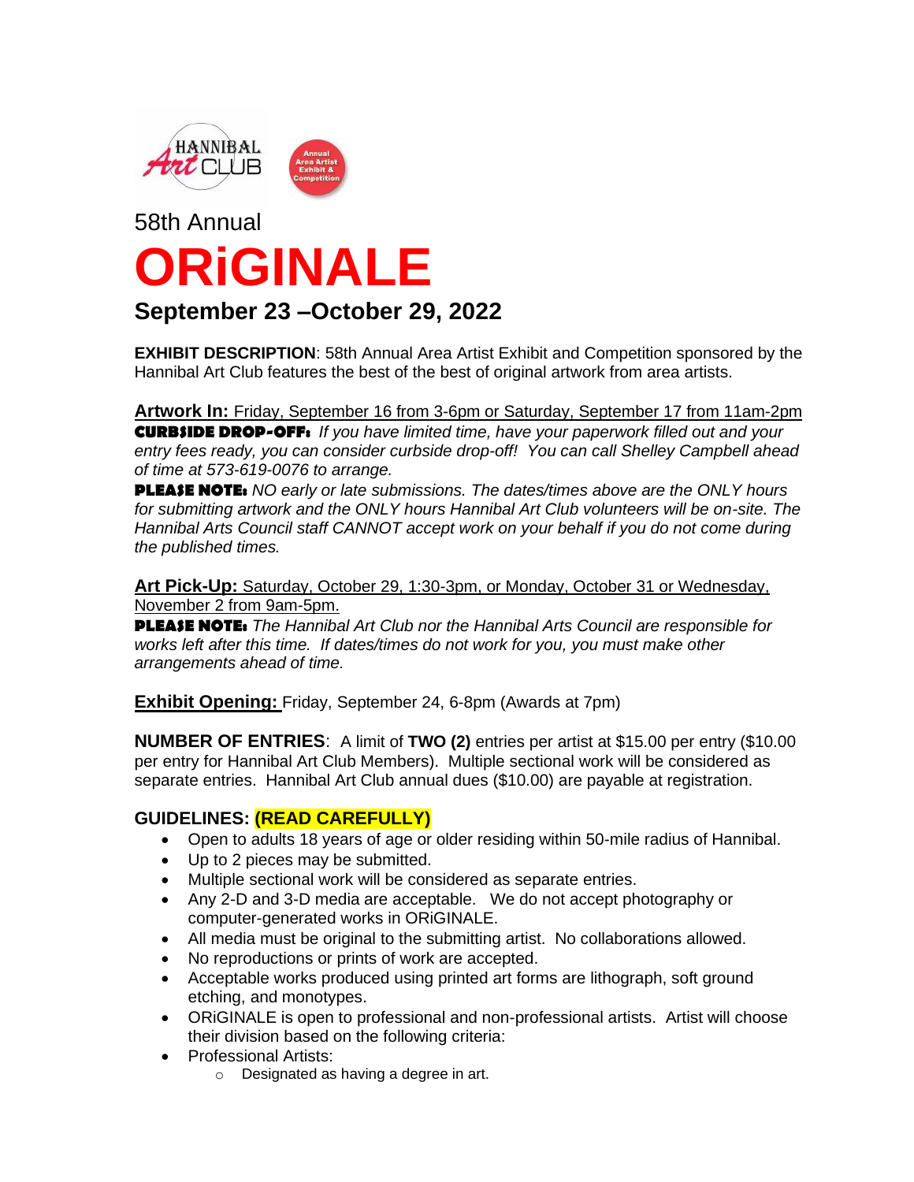HANNIBAL Art CLUB

Annual Area Artist Exhibit & Competition

58th Annual

# ORiGINALE

## September 23 –October 29, 2022

**EXHIBIT DESCRIPTION**: 58th Annual Area Artist Exhibit and Competition sponsored by the Hannibal Art Club features the best of the best of original artwork from area artists.

**Artwork In:** Friday, September 16 from 3-6pm or Saturday, September 17 from 11am-2pm
**CURBSIDE DROP-OFF:** *If you have limited time, have your paperwork filled out and your entry fees ready, you can consider curbside drop-off! You can call Shelley Campbell ahead of time at 573-619-0076 to arrange.*
**PLEASE NOTE:** *NO early or late submissions. The dates/times above are the ONLY hours for submitting artwork and the ONLY hours Hannibal Art Club volunteers will be on-site. The Hannibal Arts Council staff CANNOT accept work on your behalf if you do not come during the published times.*

**Art Pick-Up:** Saturday, October 29, 1:30-3pm, or Monday, October 31 or Wednesday, November 2 from 9am-5pm.
**PLEASE NOTE:** *The Hannibal Art Club nor the Hannibal Arts Council are responsible for works left after this time. If dates/times do not work for you, you must make other arrangements ahead of time.*

**Exhibit Opening:** Friday, September 24, 6-8pm (Awards at 7pm)

**NUMBER OF ENTRIES**: A limit of **TWO (2)** entries per artist at $15.00 per entry ($10.00 per entry for Hannibal Art Club Members). Multiple sectional work will be considered as separate entries. Hannibal Art Club annual dues ($10.00) are payable at registration.

### GUIDELINES: (READ CAREFULLY)

- Open to adults 18 years of age or older residing within 50-mile radius of Hannibal.
- Up to 2 pieces may be submitted.
- Multiple sectional work will be considered as separate entries.
- Any 2-D and 3-D media are acceptable. We do not accept photography or computer-generated works in ORiGINALE.
- All media must be original to the submitting artist. No collaborations allowed.
- No reproductions or prints of work are accepted.
- Acceptable works produced using printed art forms are lithograph, soft ground etching, and monotypes.
- ORiGINALE is open to professional and non-professional artists. Artist will choose their division based on the following criteria:
- Professional Artists:
  - Designated as having a degree in art.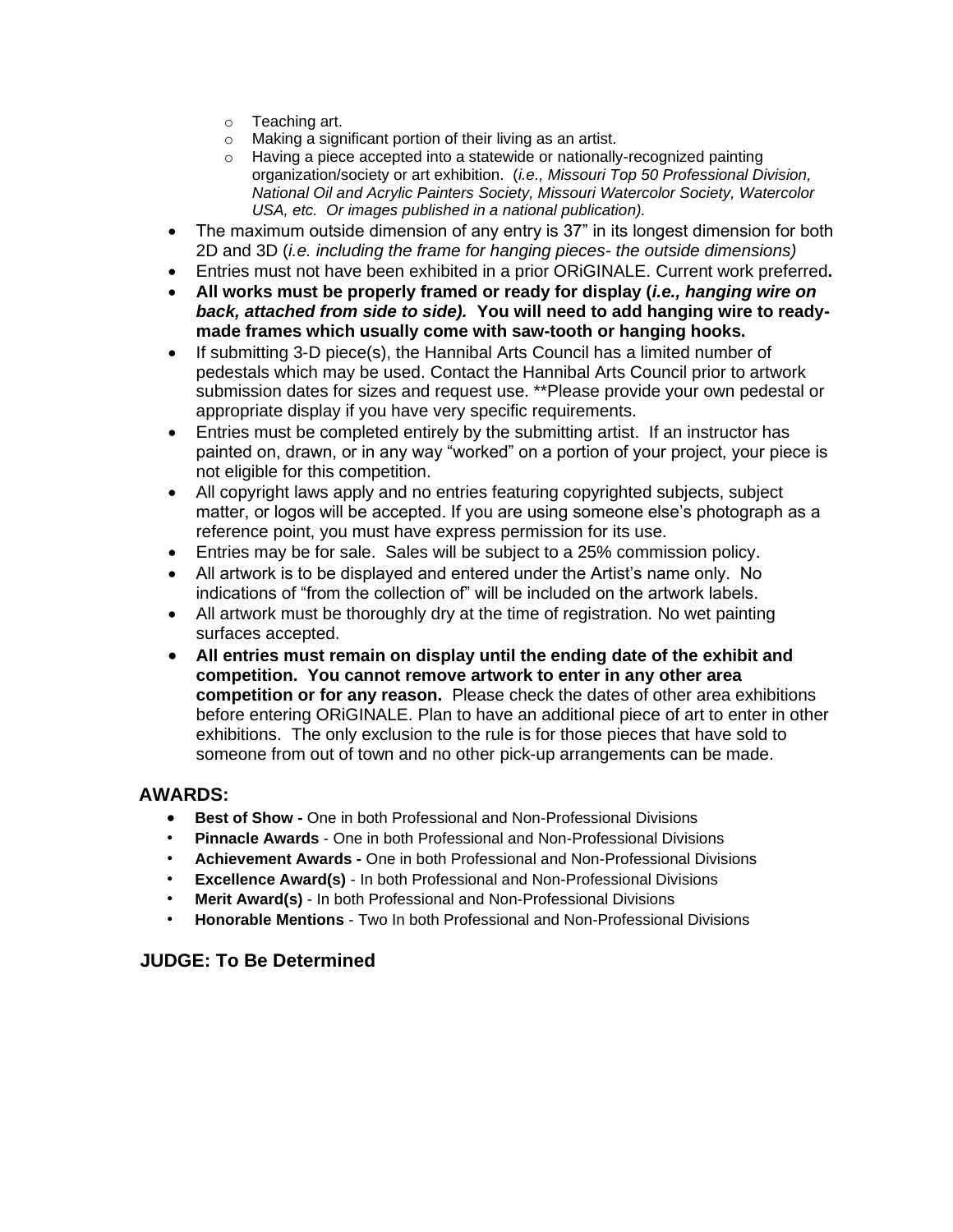- Teaching art.
  - Making a significant portion of their living as an artist.
  - Having a piece accepted into a statewide or nationally-recognized painting organization/society or art exhibition. (*i.e., Missouri Top 50 Professional Division, National Oil and Acrylic Painters Society, Missouri Watercolor Society, Watercolor USA, etc. Or images published in a national publication).*
- The maximum outside dimension of any entry is 37" in its longest dimension for both 2D and 3D (*i.e. including the frame for hanging pieces- the outside dimensions)*
- Entries must not have been exhibited in a prior ORiGINALE. Current work preferred**.**
- **All works must be properly framed or ready for display (*i.e., hanging wire on back, attached from side to side).* You will need to add hanging wire to ready-made frames which usually come with saw-tooth or hanging hooks.**
- If submitting 3-D piece(s), the Hannibal Arts Council has a limited number of pedestals which may be used. Contact the Hannibal Arts Council prior to artwork submission dates for sizes and request use. **Please provide your own pedestal or appropriate display if you have very specific requirements.
- Entries must be completed entirely by the submitting artist. If an instructor has painted on, drawn, or in any way "worked" on a portion of your project, your piece is not eligible for this competition.
- All copyright laws apply and no entries featuring copyrighted subjects, subject matter, or logos will be accepted. If you are using someone else's photograph as a reference point, you must have express permission for its use.
- Entries may be for sale. Sales will be subject to a 25% commission policy.
- All artwork is to be displayed and entered under the Artist's name only. No indications of "from the collection of" will be included on the artwork labels.
- All artwork must be thoroughly dry at the time of registration. No wet painting surfaces accepted.
- **All entries must remain on display until the ending date of the exhibit and competition. You cannot remove artwork to enter in any other area competition or for any reason.** Please check the dates of other area exhibitions before entering ORiGINALE. Plan to have an additional piece of art to enter in other exhibitions. The only exclusion to the rule is for those pieces that have sold to someone from out of town and no other pick-up arrangements can be made.

## AWARDS:

- **Best of Show -** One in both Professional and Non-Professional Divisions
- **Pinnacle Awards** - One in both Professional and Non-Professional Divisions
- **Achievement Awards -** One in both Professional and Non-Professional Divisions
- **Excellence Award(s)** - In both Professional and Non-Professional Divisions
- **Merit Award(s)** - In both Professional and Non-Professional Divisions
- **Honorable Mentions** - Two In both Professional and Non-Professional Divisions

## JUDGE: To Be Determined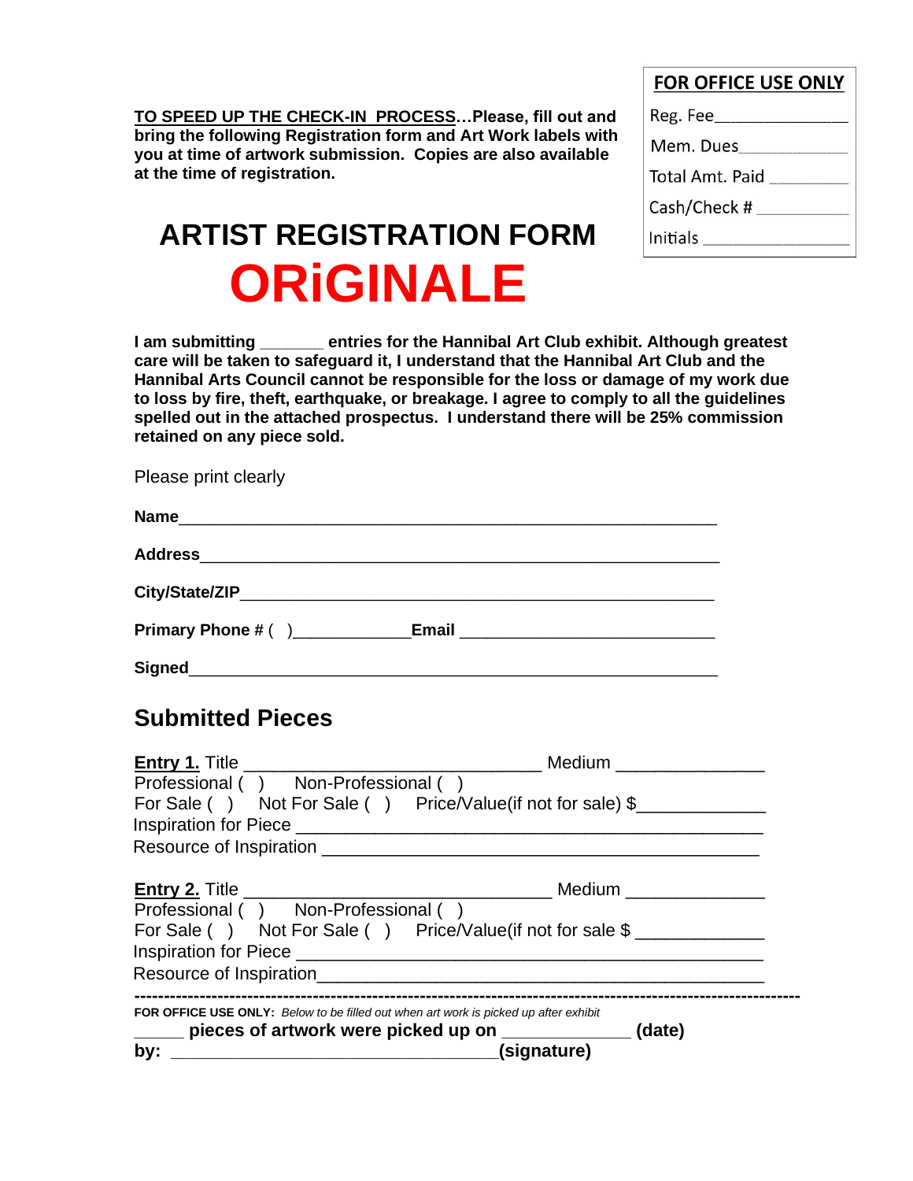| FOR OFFICE USE ONLY |
|---|
| Reg. Fee_______________ |
| Mem. Dues_____________ |
| Total Amt. Paid _________ |
| Cash/Check # __________ |
| Initials _______________ |

**TO SPEED UP THE CHECK-IN PROCESS…Please, fill out and bring the following Registration form and Art Work labels with you at time of artwork submission. Copies are also available at the time of registration.**

# ARTIST REGISTRATION FORM

# ORiGINALE

**I am submitting _______ entries for the Hannibal Art Club exhibit. Although greatest care will be taken to safeguard it, I understand that the Hannibal Art Club and the Hannibal Arts Council cannot be responsible for the loss or damage of my work due to loss by fire, theft, earthquake, or breakage. I agree to comply to all the guidelines spelled out in the attached prospectus. I understand there will be 25% commission retained on any piece sold.**

Please print clearly

**Name**_______________________________________________________

**Address**_____________________________________________________

**City/State/ZIP**________________________________________________

**Primary Phone #** ( )_____________**Email** ___________________________

**Signed**______________________________________________________

## Submitted Pieces

**Entry 1.** Title ______________________________ Medium _______________
Professional ( ) Non-Professional ( )
For Sale ( ) Not For Sale ( ) Price/Value(if not for sale) $_____________
Inspiration for Piece ______________________________________________
Resource of Inspiration ____________________________________________

**Entry 2.** Title ______________________________ Medium ______________
Professional ( ) Non-Professional ( )
For Sale ( ) Not For Sale ( ) Price/Value(if not for sale $ _____________
Inspiration for Piece ______________________________________________
Resource of Inspiration_____________________________________________

---

**FOR OFFICE USE ONLY:** *Below to be filled out when art work is picked up after exhibit*

**_____ pieces of artwork were picked up on _____________ (date)**

**by: _________________________________(signature)**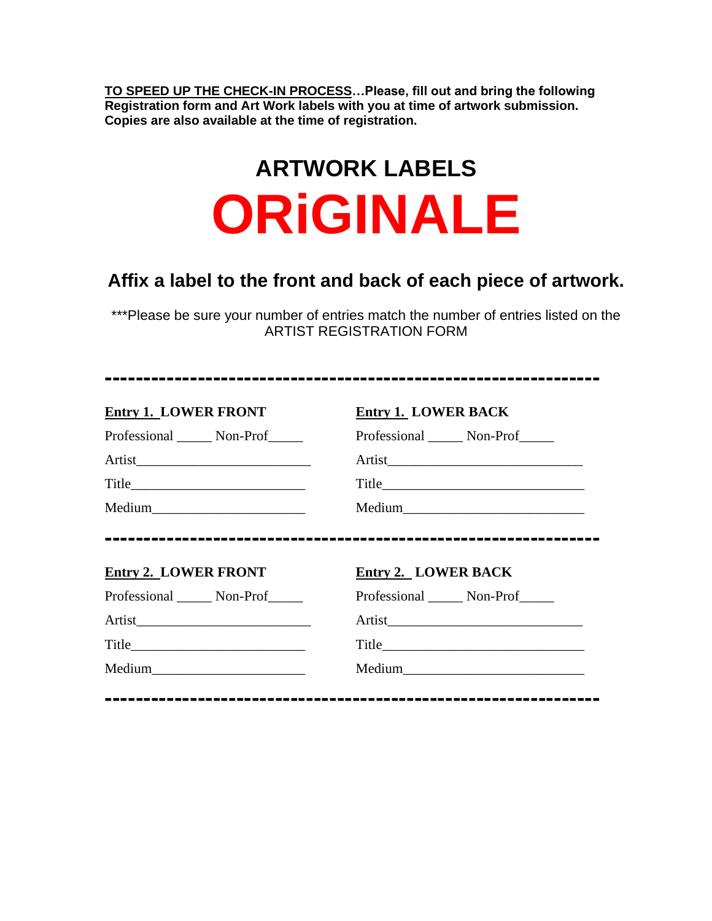**TO SPEED UP THE CHECK-IN PROCESS…Please, fill out and bring the following Registration form and Art Work labels with you at time of artwork submission. Copies are also available at the time of registration.**

# ARTWORK LABELS

# ORiGINALE

## Affix a label to the front and back of each piece of artwork.

***Please be sure your number of entries match the number of entries listed on the ARTIST REGISTRATION FORM

---

**Entry 1. LOWER FRONT**

Professional _____ Non-Prof_____

Artist_________________________

Title_________________________

Medium______________________

**Entry 1. LOWER BACK**

Professional _____ Non-Prof_____

Artist___________________________

Title____________________________

Medium__________________________

---

**Entry 2. LOWER FRONT**

Professional _____ Non-Prof_____

Artist_________________________

Title_________________________

Medium______________________

**Entry 2. LOWER BACK**

Professional _____ Non-Prof_____

Artist___________________________

Title____________________________

Medium__________________________

---